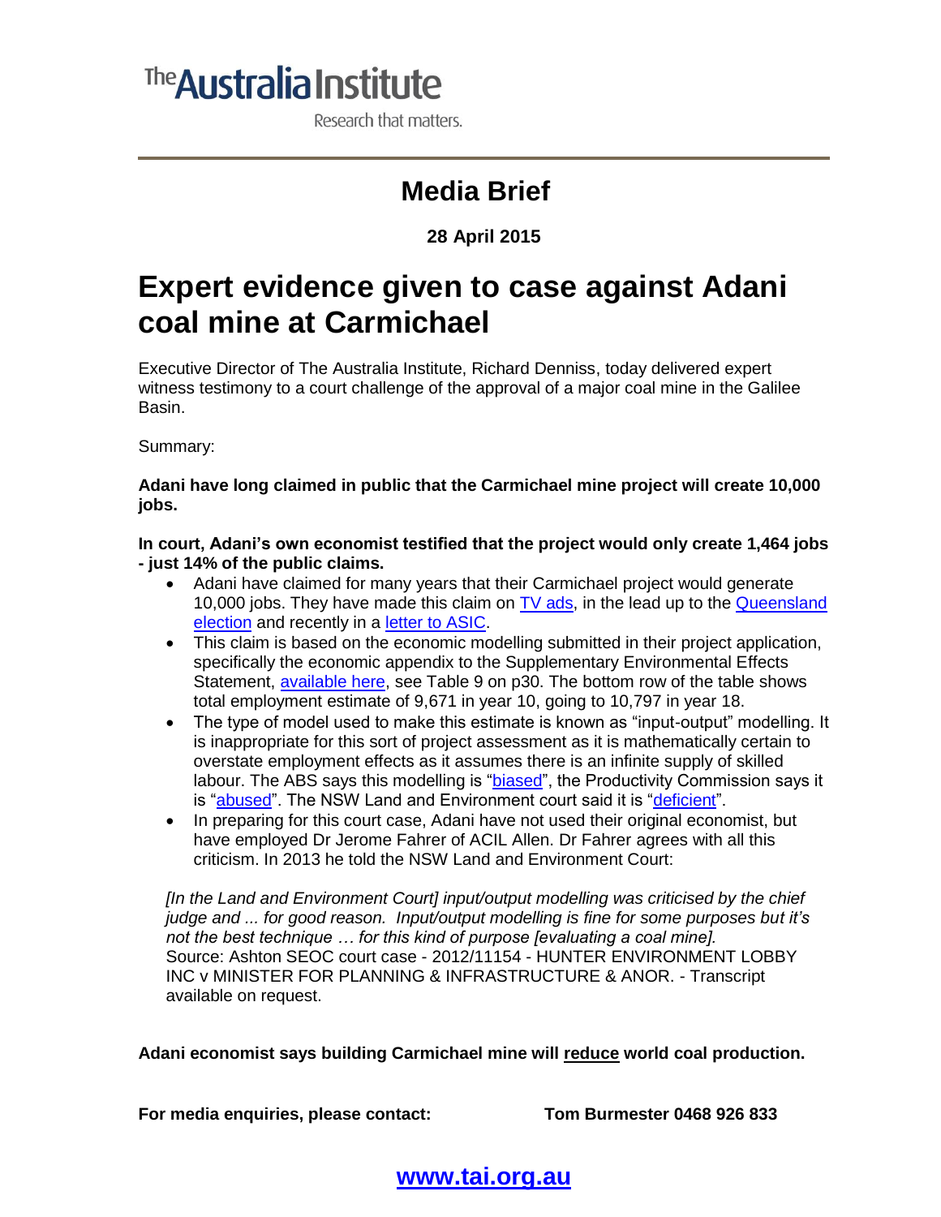The Australia Institute

Research that matters.

# Media Brief

**28 April 2015**

# Expert evidence given to case against Adani coal mine at Carmichael

Executive Director of The Australia Institute, Richard Denniss, today delivered expert witness testimony to a court challenge of the approval of a major coal mine in the Galilee Basin.

Summary:

**Adani have long claimed in public that the Carmichael mine project will create 10,000 jobs.**

**In court, Adani's own economist testified that the project would only create 1,464 jobs - just 14% of the public claims.**

- Adani have claimed for many years that their Carmichael project would generate 10,000 jobs. They have made this claim on TV ads, in the lead up to the Queensland election and recently in a letter to ASIC.
- This claim is based on the economic modelling submitted in their project application, specifically the economic appendix to the Supplementary Environmental Effects Statement, available here, see Table 9 on p30. The bottom row of the table shows total employment estimate of 9,671 in year 10, going to 10,797 in year 18.
- The type of model used to make this estimate is known as "input-output" modelling. It is inappropriate for this sort of project assessment as it is mathematically certain to overstate employment effects as it assumes there is an infinite supply of skilled labour. The ABS says this modelling is "biased", the Productivity Commission says it is "abused". The NSW Land and Environment court said it is "deficient".
- In preparing for this court case, Adani have not used their original economist, but have employed Dr Jerome Fahrer of ACIL Allen. Dr Fahrer agrees with all this criticism. In 2013 he told the NSW Land and Environment Court:

*[In the Land and Environment Court] input/output modelling was criticised by the chief judge and ... for good reason. Input/output modelling is fine for some purposes but it's not the best technique … for this kind of purpose [evaluating a coal mine].*
Source: Ashton SEOC court case - 2012/11154 - HUNTER ENVIRONMENT LOBBY INC v MINISTER FOR PLANNING & INFRASTRUCTURE & ANOR. - Transcript available on request.

**Adani economist says building Carmichael mine will reduce world coal production.**

**For media enquiries, please contact:** **Tom Burmester 0468 926 833**

**www.tai.org.au**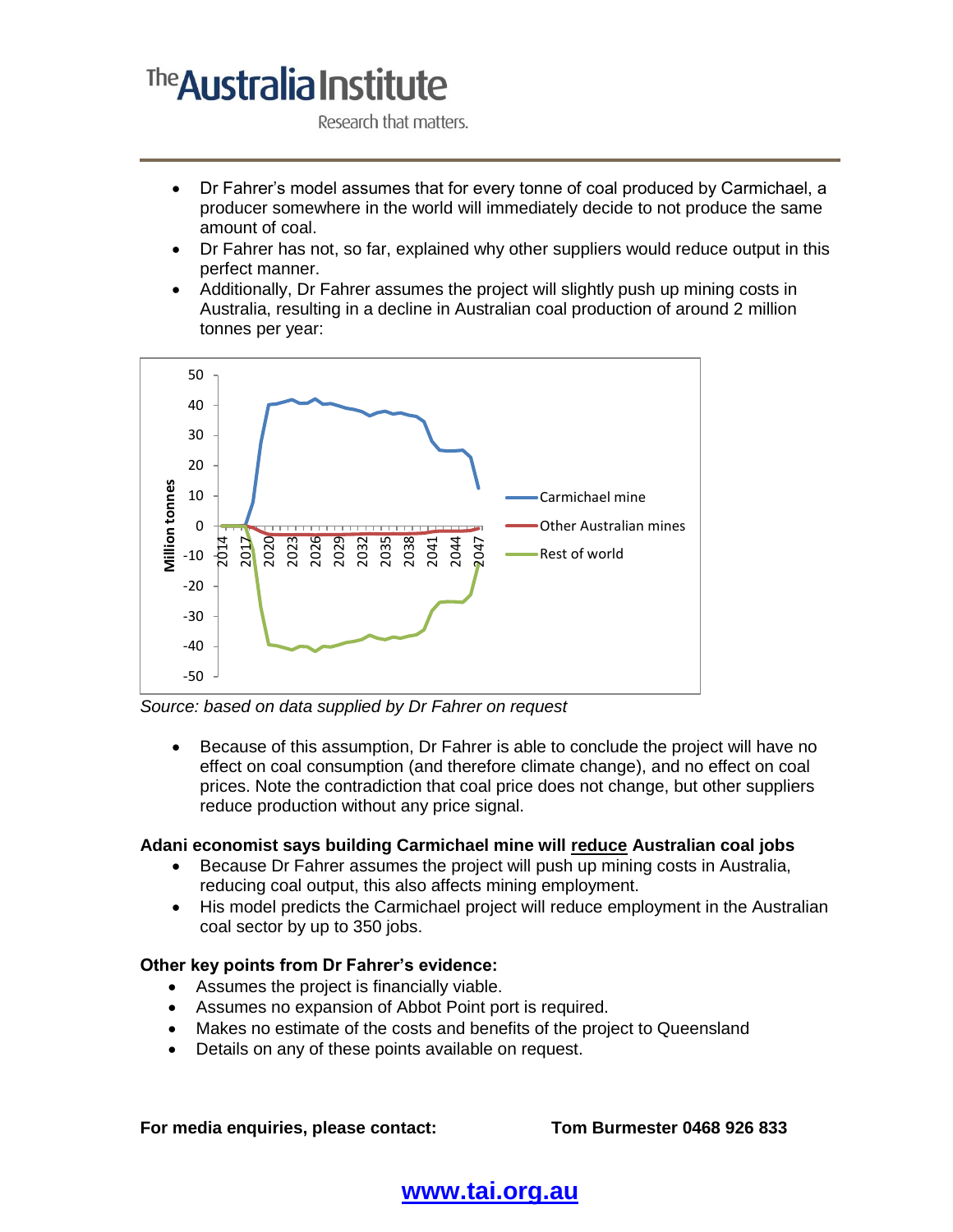- Dr Fahrer's model assumes that for every tonne of coal produced by Carmichael, a producer somewhere in the world will immediately decide to not produce the same amount of coal.
- Dr Fahrer has not, so far, explained why other suppliers would reduce output in this perfect manner.
- Additionally, Dr Fahrer assumes the project will slightly push up mining costs in Australia, resulting in a decline in Australian coal production of around 2 million tonnes per year:

*Source: based on data supplied by Dr Fahrer on request*

- Because of this assumption, Dr Fahrer is able to conclude the project will have no effect on coal consumption (and therefore climate change), and no effect on coal prices. Note the contradiction that coal price does not change, but other suppliers reduce production without any price signal.

**Adani economist says building Carmichael mine will reduce Australian coal jobs**

- Because Dr Fahrer assumes the project will push up mining costs in Australia, reducing coal output, this also affects mining employment.
- His model predicts the Carmichael project will reduce employment in the Australian coal sector by up to 350 jobs.

**Other key points from Dr Fahrer's evidence:**

- Assumes the project is financially viable.
- Assumes no expansion of Abbot Point port is required.
- Makes no estimate of the costs and benefits of the project to Queensland
- Details on any of these points available on request.

**For media enquiries, please contact:** **Tom Burmester 0468 926 833**

**www.tai.org.au**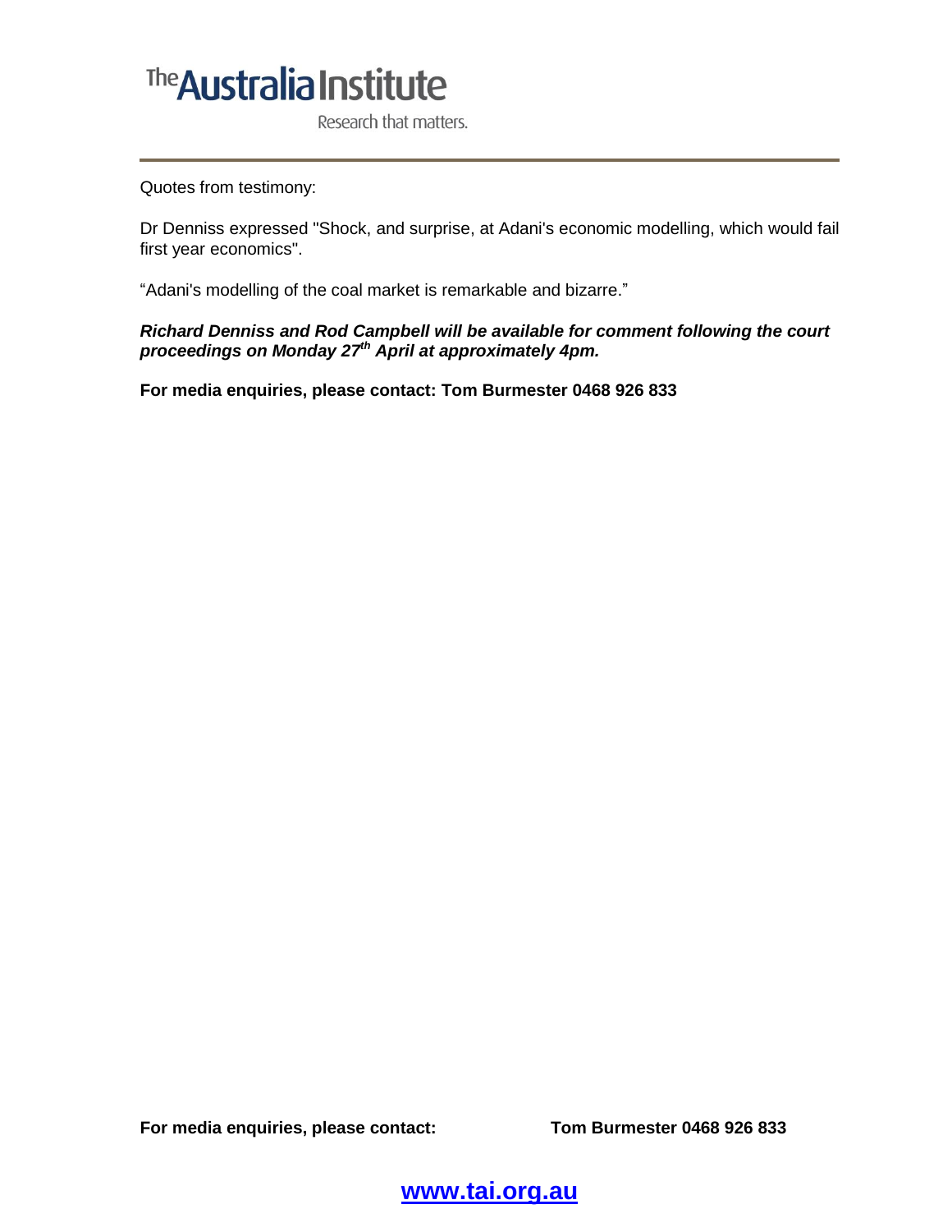Quotes from testimony:

Dr Denniss expressed "Shock, and surprise, at Adani's economic modelling, which would fail first year economics".

"Adani's modelling of the coal market is remarkable and bizarre."

***Richard Denniss and Rod Campbell will be available for comment following the court proceedings on Monday 27th April at approximately 4pm.***

**For media enquiries, please contact: Tom Burmester 0468 926 833**